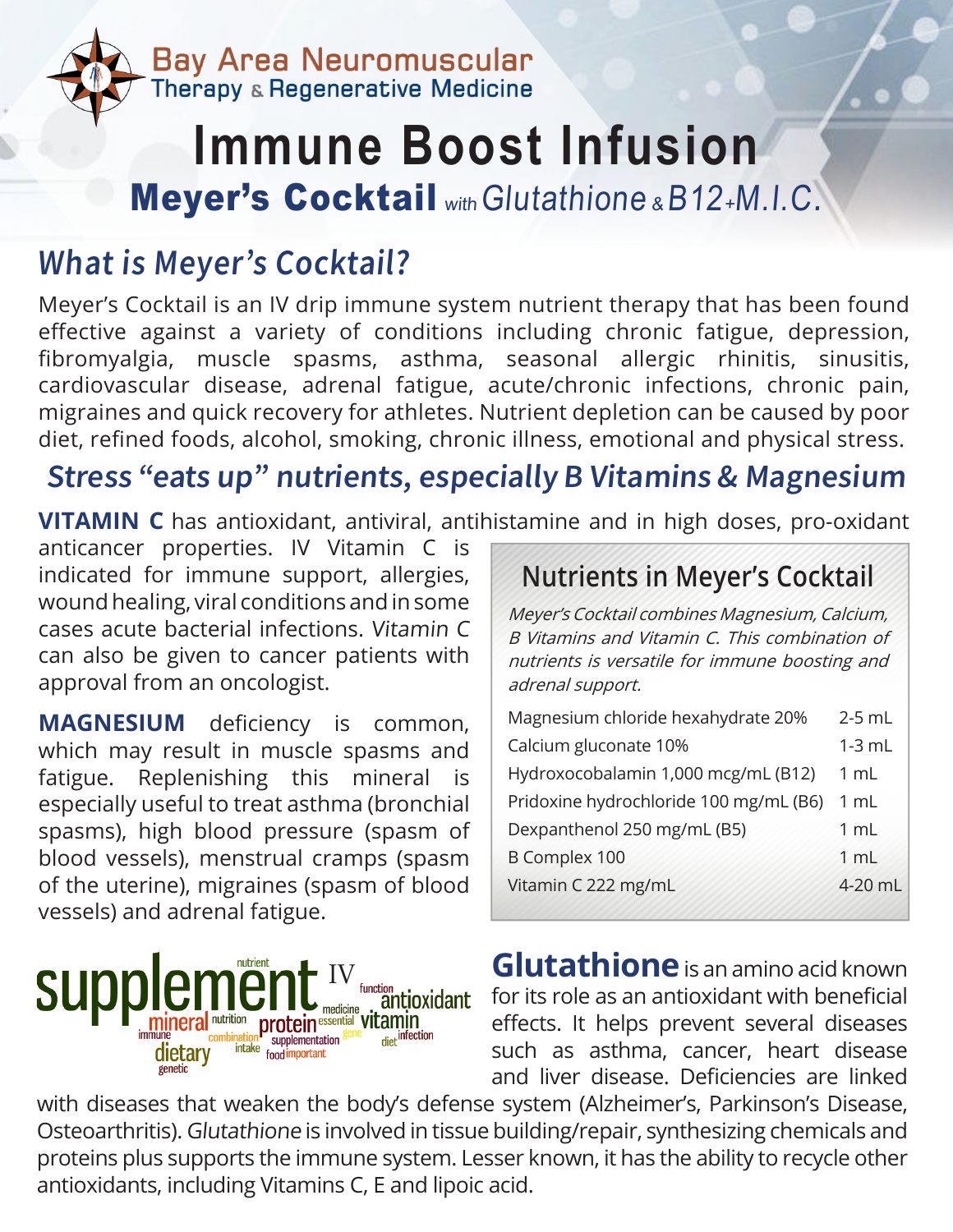Bay Area Neuromuscular Therapy & Regenerative Medicine

# Immune Boost Infusion

## Meyer's Cocktail *with Glutathione & B12+M.I.C.*

## *What is Meyer's Cocktail?*

Meyer's Cocktail is an IV drip immune system nutrient therapy that has been found effective against a variety of conditions including chronic fatigue, depression, fibromyalgia, muscle spasms, asthma, seasonal allergic rhinitis, sinusitis, cardiovascular disease, adrenal fatigue, acute/chronic infections, chronic pain, migraines and quick recovery for athletes. Nutrient depletion can be caused by poor diet, refined foods, alcohol, smoking, chronic illness, emotional and physical stress.

## *Stress "eats up" nutrients, especially B Vitamins & Magnesium*

**VITAMIN C** has antioxidant, antiviral, antihistamine and in high doses, pro-oxidant anticancer properties. IV Vitamin C is indicated for immune support, allergies, wound healing, viral conditions and in some cases acute bacterial infections. *Vitamin C* can also be given to cancer patients with approval from an oncologist.

**MAGNESIUM** deficiency is common, which may result in muscle spasms and fatigue. Replenishing this mineral is especially useful to treat asthma (bronchial spasms), high blood pressure (spasm of blood vessels), menstrual cramps (spasm of the uterine), migraines (spasm of blood vessels) and adrenal fatigue.

### Nutrients in Meyer's Cocktail

*Meyer's Cocktail combines Magnesium, Calcium, B Vitamins and Vitamin C. This combination of nutrients is versatile for immune boosting and adrenal support.*

| Nutrient | Amount |
| --- | --- |
| Magnesium chloride hexahydrate 20% | 2-5 mL |
| Calcium gluconate 10% | 1-3 mL |
| Hydroxocobalamin 1,000 mcg/mL (B12) | 1 mL |
| Pridoxine hydrochloride 100 mg/mL (B6) | 1 mL |
| Dexpanthenol 250 mg/mL (B5) | 1 mL |
| B Complex 100 | 1 mL |
| Vitamin C 222 mg/mL | 4-20 mL |

**Glutathione** is an amino acid known for its role as an antioxidant with beneficial effects. It helps prevent several diseases such as asthma, cancer, heart disease and liver disease. Deficiencies are linked with diseases that weaken the body's defense system (Alzheimer's, Parkinson's Disease, Osteoarthritis). *Glutathione* is involved in tissue building/repair, synthesizing chemicals and proteins plus supports the immune system. Lesser known, it has the ability to recycle other antioxidants, including Vitamins C, E and lipoic acid.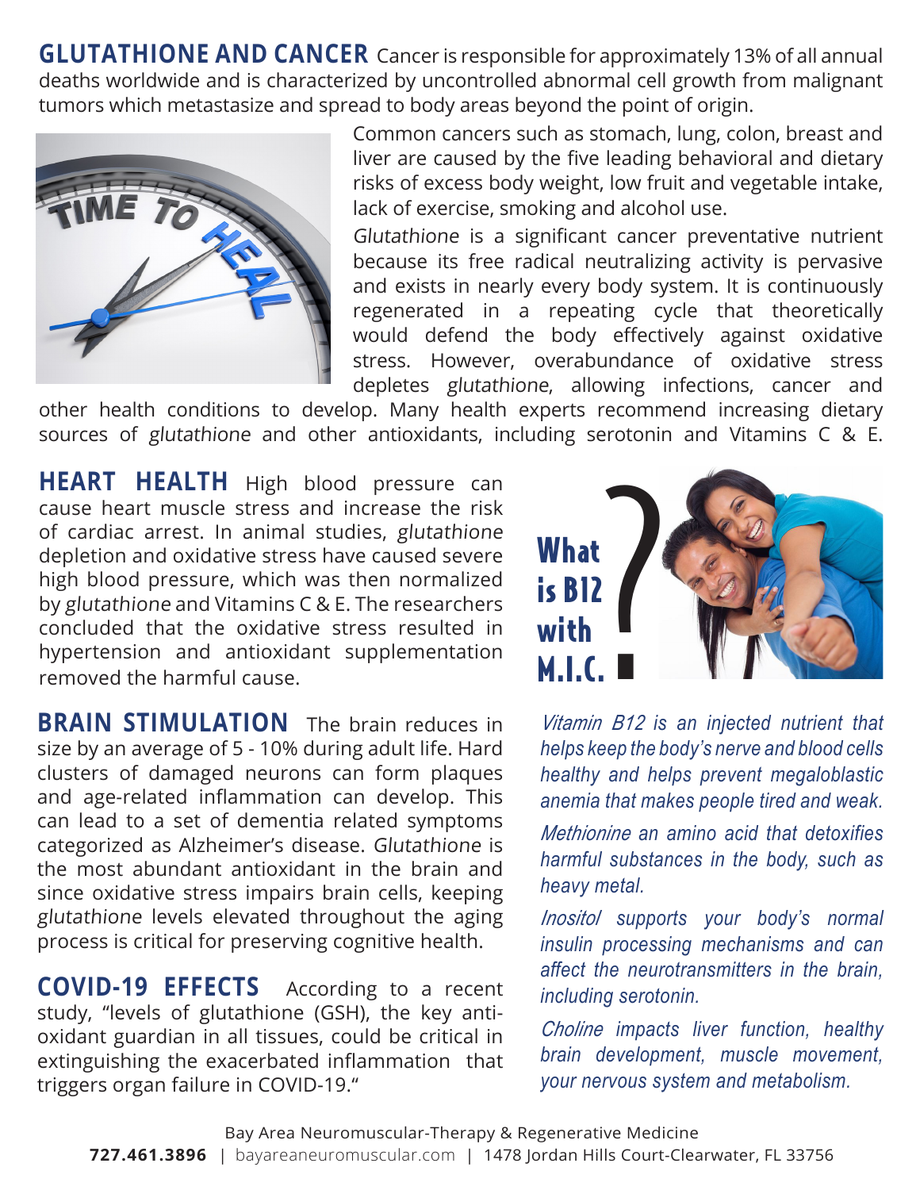**GLUTATHIONE AND CANCER** Cancer is responsible for approximately 13% of all annual deaths worldwide and is characterized by uncontrolled abnormal cell growth from malignant tumors which metastasize and spread to body areas beyond the point of origin.

Common cancers such as stomach, lung, colon, breast and liver are caused by the five leading behavioral and dietary risks of excess body weight, low fruit and vegetable intake, lack of exercise, smoking and alcohol use.

*Glutathione* is a significant cancer preventative nutrient because its free radical neutralizing activity is pervasive and exists in nearly every body system. It is continuously regenerated in a repeating cycle that theoretically would defend the body effectively against oxidative stress. However, overabundance of oxidative stress depletes *glutathione*, allowing infections, cancer and other health conditions to develop. Many health experts recommend increasing dietary sources of *glutathione* and other antioxidants, including serotonin and Vitamins C & E.

**HEART HEALTH** High blood pressure can cause heart muscle stress and increase the risk of cardiac arrest. In animal studies, *glutathione* depletion and oxidative stress have caused severe high blood pressure, which was then normalized by *glutathione* and Vitamins C & E. The researchers concluded that the oxidative stress resulted in hypertension and antioxidant supplementation removed the harmful cause.

**BRAIN STIMULATION** The brain reduces in size by an average of 5 - 10% during adult life. Hard clusters of damaged neurons can form plaques and age-related inflammation can develop. This can lead to a set of dementia related symptoms categorized as Alzheimer's disease. *Glutathione* is the most abundant antioxidant in the brain and since oxidative stress impairs brain cells, keeping *glutathione* levels elevated throughout the aging process is critical for preserving cognitive health.

**COVID-19 EFFECTS** According to a recent study, "levels of glutathione (GSH), the key anti-oxidant guardian in all tissues, could be critical in extinguishing the exacerbated inflammation that triggers organ failure in COVID-19."

## What is B12 with M.I.C.?

*Vitamin B12 is an injected nutrient that helps keep the body's nerve and blood cells healthy and helps prevent megaloblastic anemia that makes people tired and weak.*

*Methionine an amino acid that detoxifies harmful substances in the body, such as heavy metal.*

*Inositol supports your body's normal insulin processing mechanisms and can affect the neurotransmitters in the brain, including serotonin.*

*Choline impacts liver function, healthy brain development, muscle movement, your nervous system and metabolism.*

Bay Area Neuromuscular-Therapy & Regenerative Medicine
**727.461.3896** | bayareaneuromuscular.com | 1478 Jordan Hills Court-Clearwater, FL 33756